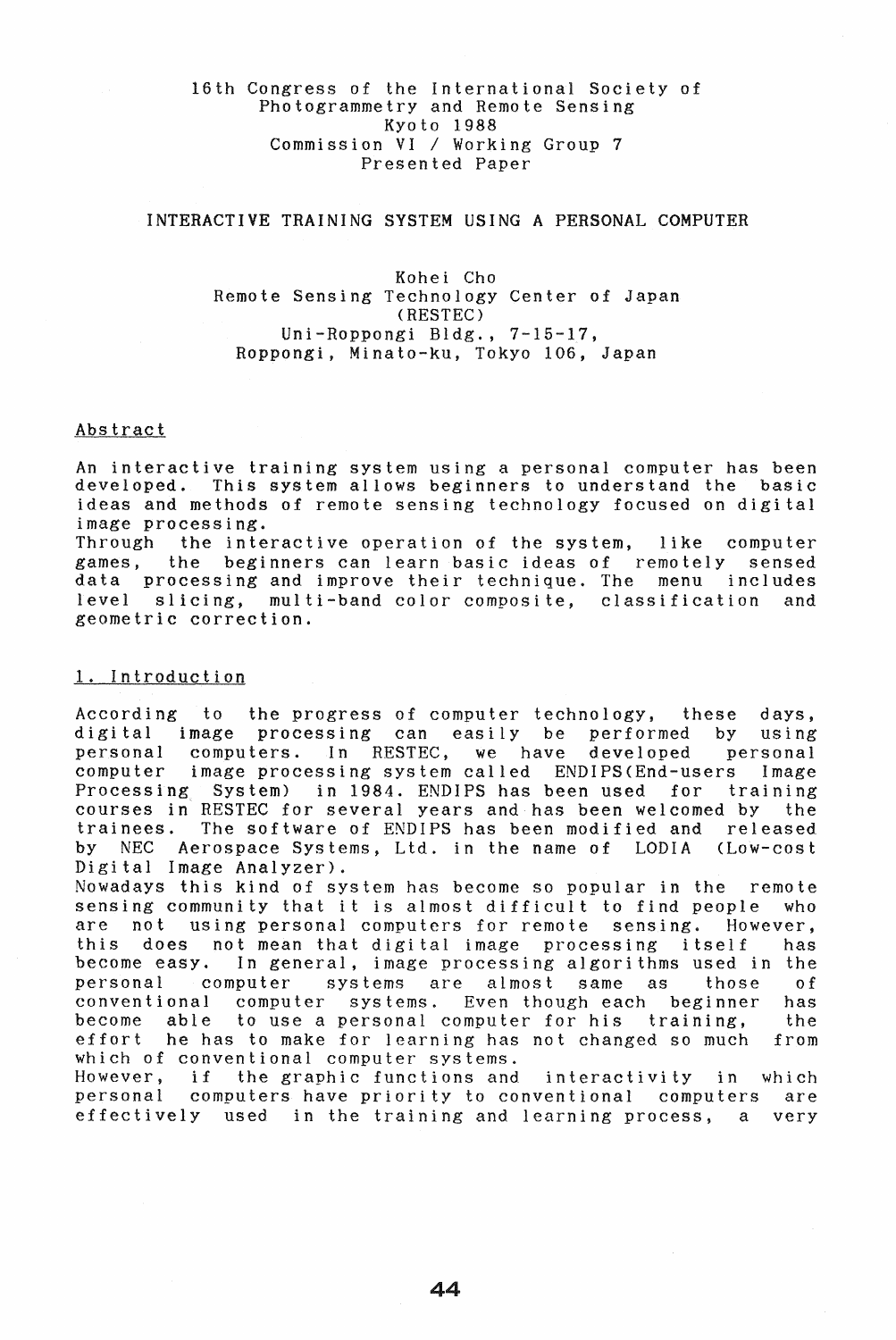16th Congress of the International Society of Photogrammetry and Remote Sensing
Kyoto 1988
Commission VI / Working Group 7
Presented Paper

# INTERACTIVE TRAINING SYSTEM USING A PERSONAL COMPUTER

Kohei Cho
Remote Sensing Technology Center of Japan
(RESTEC)
Uni-Roppongi Bldg., 7-15-17,
Roppongi, Minato-ku, Tokyo 106, Japan

## Abstract

An interactive training system using a personal computer has been developed. This system allows beginners to understand the basic ideas and methods of remote sensing technology focused on digital image processing.
Through the interactive operation of the system, like computer games, the beginners can learn basic ideas of remotely sensed data processing and improve their technique. The menu includes level slicing, multi-band color composite, classification and geometric correction.

## 1. Introduction

According to the progress of computer technology, these days, digital image processing can easily be performed by using personal computers. In RESTEC, we have developed personal computer image processing system called ENDIPS(End-users Image Processing System) in 1984. ENDIPS has been used for training courses in RESTEC for several years and has been welcomed by the trainees. The software of ENDIPS has been modified and released by NEC Aerospace Systems, Ltd. in the name of LODIA (Low-cost Digital Image Analyzer).
Nowadays this kind of system has become so popular in the remote sensing community that it is almost difficult to find people who are not using personal computers for remote sensing. However, this does not mean that digital image processing itself has become easy. In general, image processing algorithms used in the personal computer systems are almost same as those of conventional computer systems. Even though each beginner has become able to use a personal computer for his training, the effort he has to make for learning has not changed so much from which of conventional computer systems.
However, if the graphic functions and interactivity in which personal computers have priority to conventional computers are effectively used in the training and learning process, a very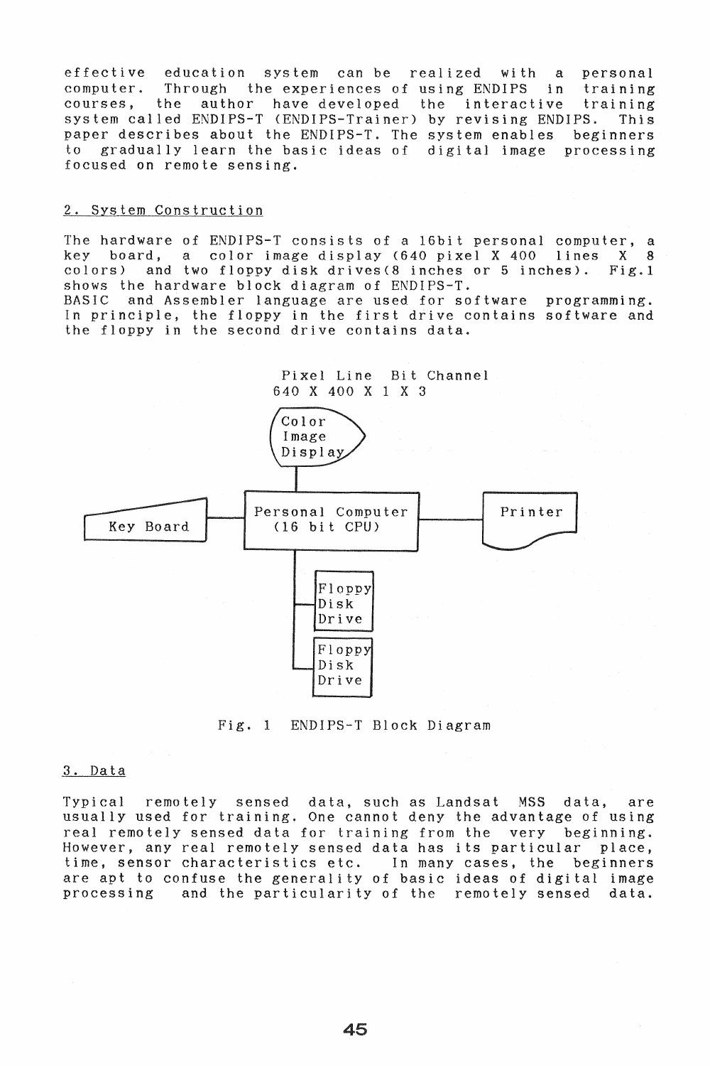effective education system can be realized with a personal computer. Through the experiences of using ENDIPS in training courses, the author have developed the interactive training system called ENDIPS-T (ENDIPS-Trainer) by revising ENDIPS. This paper describes about the ENDIPS-T. The system enables beginners to gradually learn the basic ideas of digital image processing focused on remote sensing.

## 2. System Construction

The hardware of ENDIPS-T consists of a 16bit personal computer, a key board, a color image display (640 pixel X 400 lines X 8 colors) and two floppy disk drives(8 inches or 5 inches). Fig.1 shows the hardware block diagram of ENDIPS-T.
BASIC and Assembler language are used for software programming. In principle, the floppy in the first drive contains software and the floppy in the second drive contains data.

Pixel Line Bit Channel
640 X 400 X 1 X 3

Color Image Display

Key Board — Personal Computer (16 bit CPU) — Printer

Floppy Disk Drive

Floppy Disk Drive

Fig. 1 ENDIPS-T Block Diagram

## 3. Data

Typical remotely sensed data, such as Landsat MSS data, are usually used for training. One cannot deny the advantage of using real remotely sensed data for training from the very beginning. However, any real remotely sensed data has its particular place, time, sensor characteristics etc. In many cases, the beginners are apt to confuse the generality of basic ideas of digital image processing and the particularity of the remotely sensed data.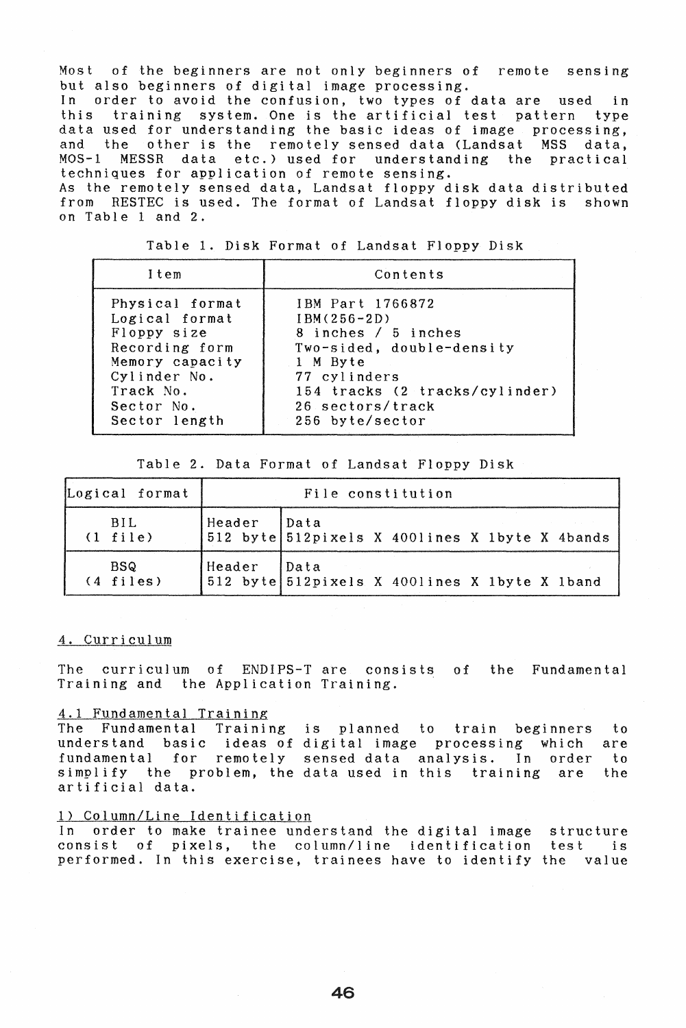Most of the beginners are not only beginners of remote sensing but also beginners of digital image processing.
In order to avoid the confusion, two types of data are used in this training system. One is the artificial test pattern type data used for understanding the basic ideas of image processing, and the other is the remotely sensed data (Landsat MSS data, MOS-1 MESSR data etc.) used for understanding the practical techniques for application of remote sensing.
As the remotely sensed data, Landsat floppy disk data distributed from RESTEC is used. The format of Landsat floppy disk is shown on Table 1 and 2.

Table 1. Disk Format of Landsat Floppy Disk

| Item | Contents |
|---|---|
| Physical format | IBM Part 1766872 |
| Logical format | IBM(256-2D) |
| Floppy size | 8 inches / 5 inches |
| Recording form | Two-sided, double-density |
| Memory capacity | 1 M Byte |
| Cylinder No. | 77 cylinders |
| Track No. | 154 tracks (2 tracks/cylinder) |
| Sector No. | 26 sectors/track |
| Sector length | 256 byte/sector |

Table 2. Data Format of Landsat Floppy Disk

| Logical format | File constitution | |
|---|---|---|
| BIL (1 file) | Header 512 byte | Data 512pixels X 400lines X 1byte X 4bands |
| BSQ (4 files) | Header 512 byte | Data 512pixels X 400lines X 1byte X 1band |

## 4. Curriculum

The curriculum of ENDIPS-T are consists of the Fundamental Training and the Application Training.

### 4.1 Fundamental Training

The Fundamental Training is planned to train beginners to understand basic ideas of digital image processing which are fundamental for remotely sensed data analysis. In order to simplify the problem, the data used in this training are the artificial data.

#### 1) Column/Line Identification

In order to make trainee understand the digital image structure consist of pixels, the column/line identification test is performed. In this exercise, trainees have to identify the value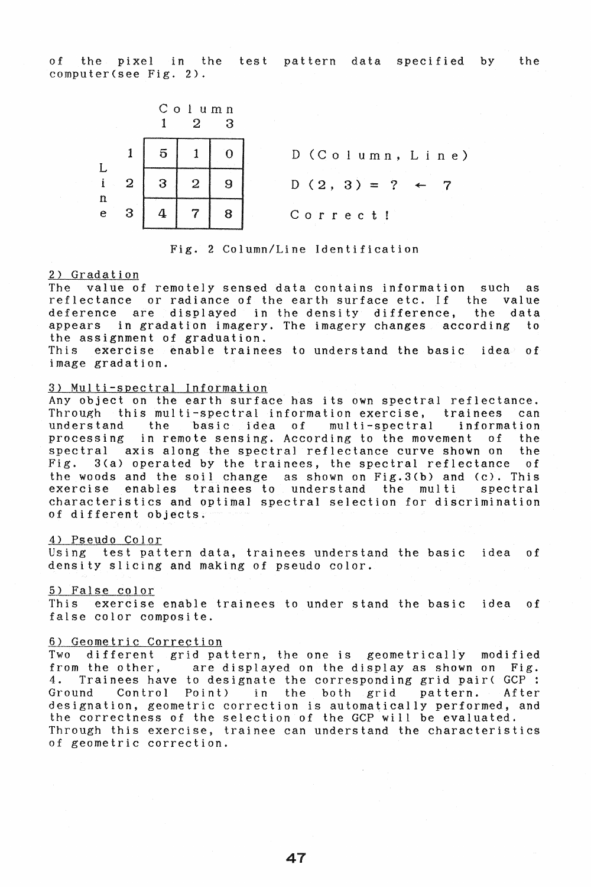of the pixel in the test pattern data specified by the computer(see Fig. 2).

| Line \ Column | 1 | 2 | 3 |
|---|---|---|---|
| 1 | 5 | 1 | 0 |
| 2 | 3 | 2 | 9 |
| 3 | 4 | 7 | 8 |

D (Column, Line)

D (2, 3) = ? ← 7

Correct!

Fig. 2 Column/Line Identification

2) Gradation

The value of remotely sensed data contains information such as reflectance or radiance of the earth surface etc. If the value deference are displayed in the density difference, the data appears in gradation imagery. The imagery changes according to the assignment of graduation.
This exercise enable trainees to understand the basic idea of image gradation.

3) Multi-spectral Information

Any object on the earth surface has its own spectral reflectance. Through this multi-spectral information exercise, trainees can understand the basic idea of multi-spectral information processing in remote sensing. According to the movement of the spectral axis along the spectral reflectance curve shown on the Fig. 3(a) operated by the trainees, the spectral reflectance of the woods and the soil change as shown on Fig.3(b) and (c). This exercise enables trainees to understand the multi spectral characteristics and optimal spectral selection for discrimination of different objects.

4) Pseudo Color

Using test pattern data, trainees understand the basic idea of density slicing and making of pseudo color.

5) False color

This exercise enable trainees to under stand the basic idea of false color composite.

6) Geometric Correction

Two different grid pattern, the one is geometrically modified from the other, are displayed on the display as shown on Fig. 4. Trainees have to designate the corresponding grid pair( GCP : Ground Control Point) in the both grid pattern. After designation, geometric correction is automatically performed, and the correctness of the selection of the GCP will be evaluated.
Through this exercise, trainee can understand the characteristics of geometric correction.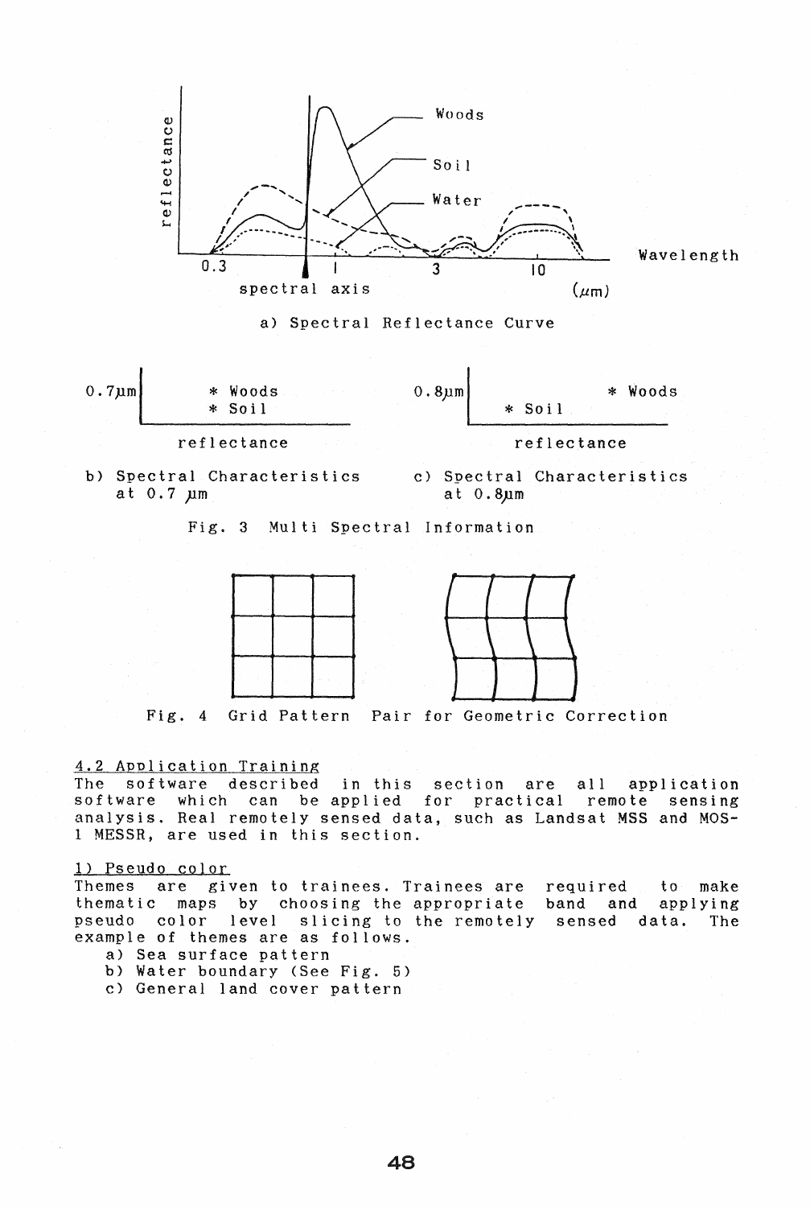a) Spectral Reflectance Curve

b) Spectral Characteristics at 0.7 μm

c) Spectral Characteristics at 0.8μm

Fig. 3 Multi Spectral Information

Fig. 4 Grid Pattern Pair for Geometric Correction

### 4.2 Application Training

The software described in this section are all application software which can be applied for practical remote sensing analysis. Real remotely sensed data, such as Landsat MSS and MOS-1 MESSR, are used in this section.

#### 1) Pseudo color

Themes are given to trainees. Trainees are required to make thematic maps by choosing the appropriate band and applying pseudo color level slicing to the remotely sensed data. The example of themes are as follows.

a) Sea surface pattern
b) Water boundary (See Fig. 5)
c) General land cover pattern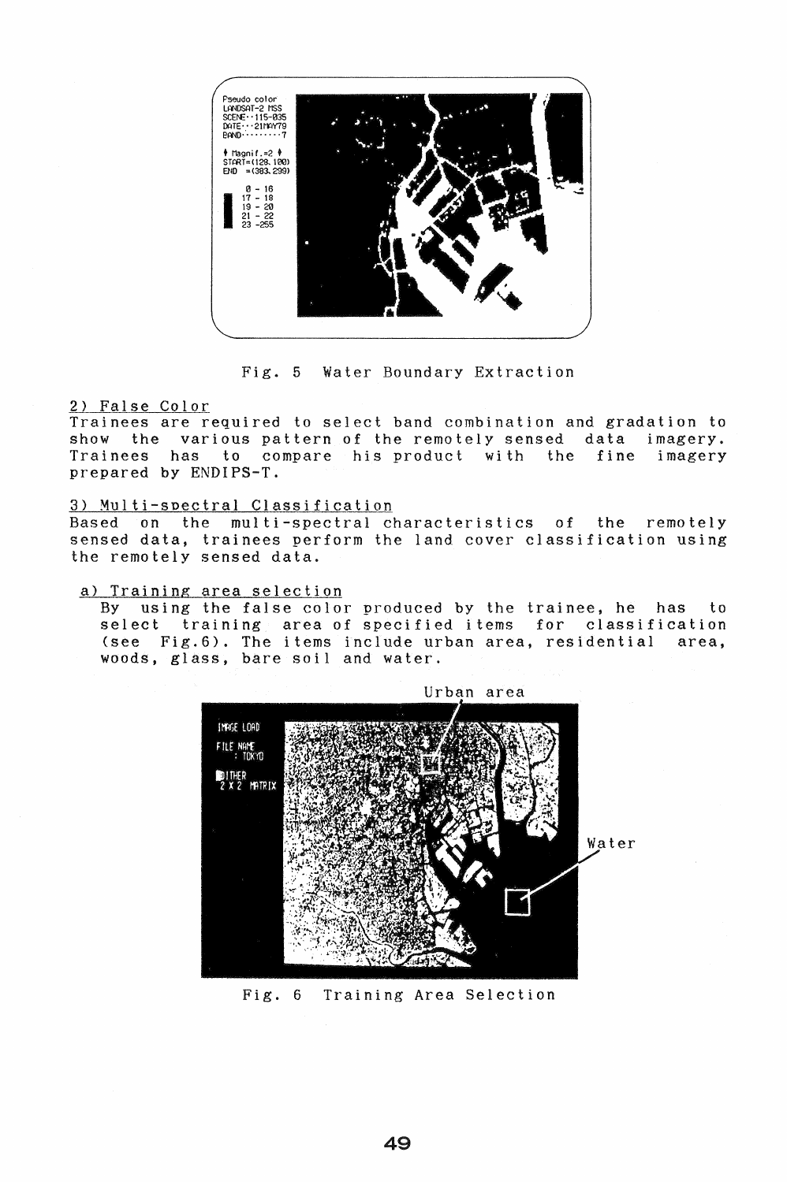Fig. 5 Water Boundary Extraction

2) False Color

Trainees are required to select band combination and gradation to show the various pattern of the remotely sensed data imagery. Trainees has to compare his product with the fine imagery prepared by ENDIPS-T.

3) Multi-spectral Classification

Based on the multi-spectral characteristics of the remotely sensed data, trainees perform the land cover classification using the remotely sensed data.

a) Training area selection

By using the false color produced by the trainee, he has to select training area of specified items for classification (see Fig.6). The items include urban area, residential area, woods, glass, bare soil and water.

Fig. 6 Training Area Selection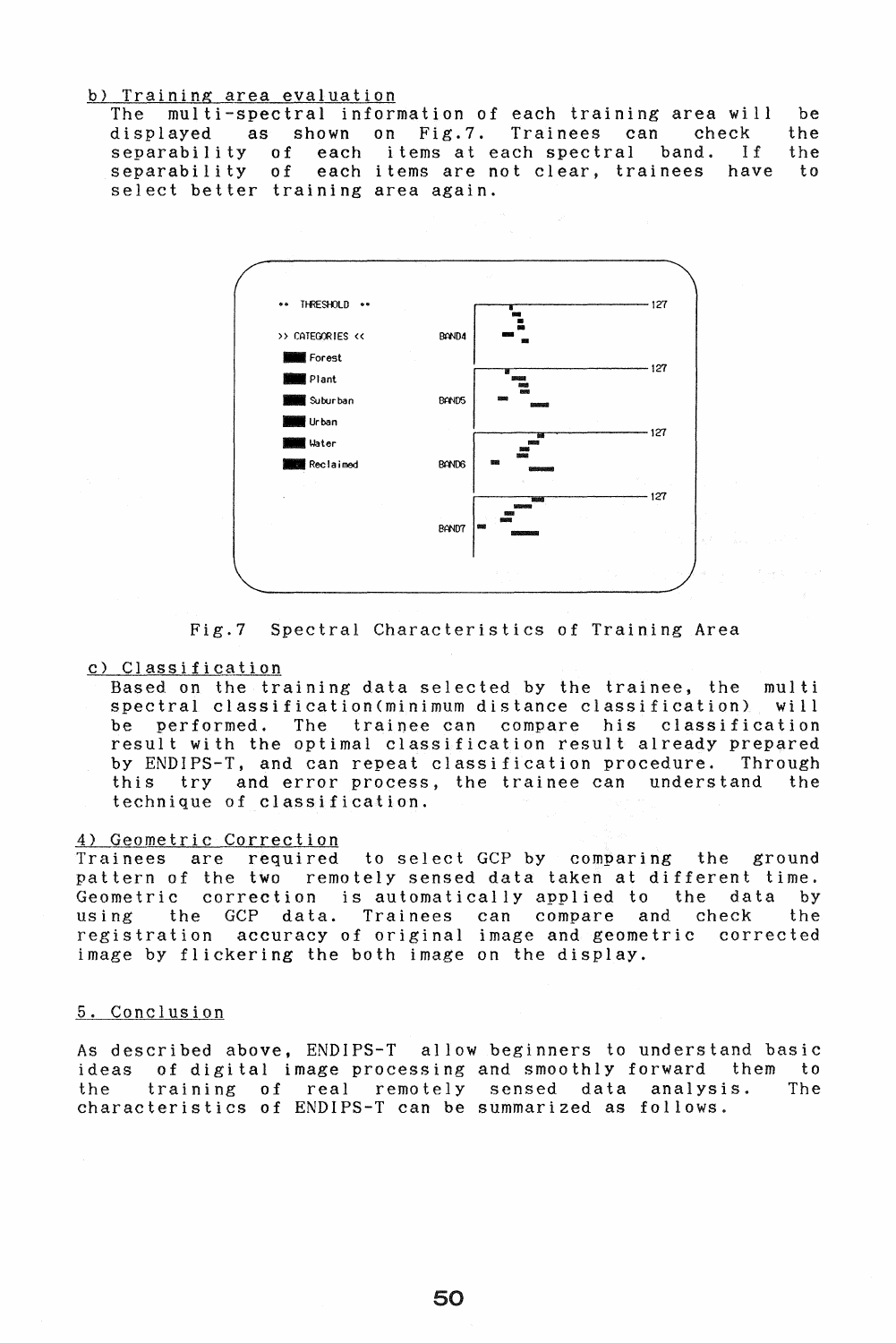b) Training area evaluation

The multi-spectral information of each training area will be displayed as shown on Fig.7. Trainees can check the separability of each items at each spectral band. If the separability of each items are not clear, trainees have to select better training area again.

Fig.7 Spectral Characteristics of Training Area

c) Classification

Based on the training data selected by the trainee, the multi spectral classification(minimum distance classification) will be performed. The trainee can compare his classification result with the optimal classification result already prepared by ENDIPS-T, and can repeat classification procedure. Through this try and error process, the trainee can understand the technique of classification.

4) Geometric Correction

Trainees are required to select GCP by comparing the ground pattern of the two remotely sensed data taken at different time. Geometric correction is automatically applied to the data by using the GCP data. Trainees can compare and check the registration accuracy of original image and geometric corrected image by flickering the both image on the display.

## 5. Conclusion

As described above, ENDIPS-T allow beginners to understand basic ideas of digital image processing and smoothly forward them to the training of real remotely sensed data analysis. The characteristics of ENDIPS-T can be summarized as follows.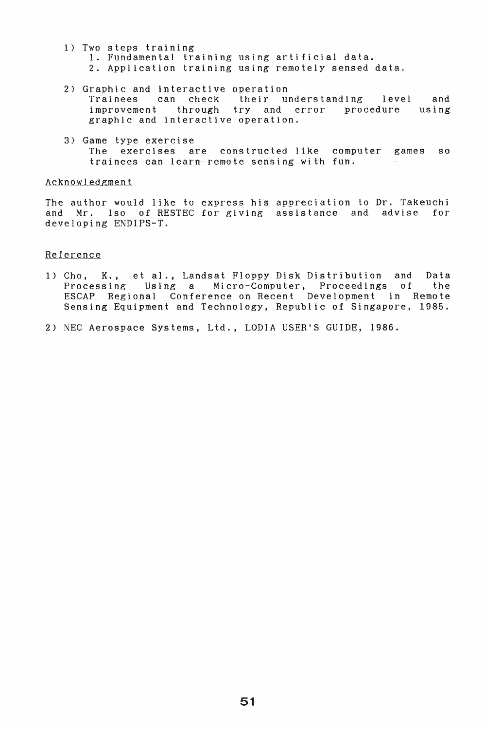1) Two steps training
   1. Fundamental training using artificial data.
   2. Application training using remotely sensed data.

2) Graphic and interactive operation
   Trainees can check their understanding level and improvement through try and error procedure using graphic and interactive operation.

3) Game type exercise
   The exercises are constructed like computer games so trainees can learn remote sensing with fun.

## Acknowledgment

The author would like to express his appreciation to Dr. Takeuchi and Mr. Iso of RESTEC for giving assistance and advise for developing ENDIPS-T.

## Reference

1) Cho, K., et al., Landsat Floppy Disk Distribution and Data Processing Using a Micro-Computer, Proceedings of the ESCAP Regional Conference on Recent Development in Remote Sensing Equipment and Technology, Republic of Singapore, 1985.

2) NEC Aerospace Systems, Ltd., LODIA USER'S GUIDE, 1986.